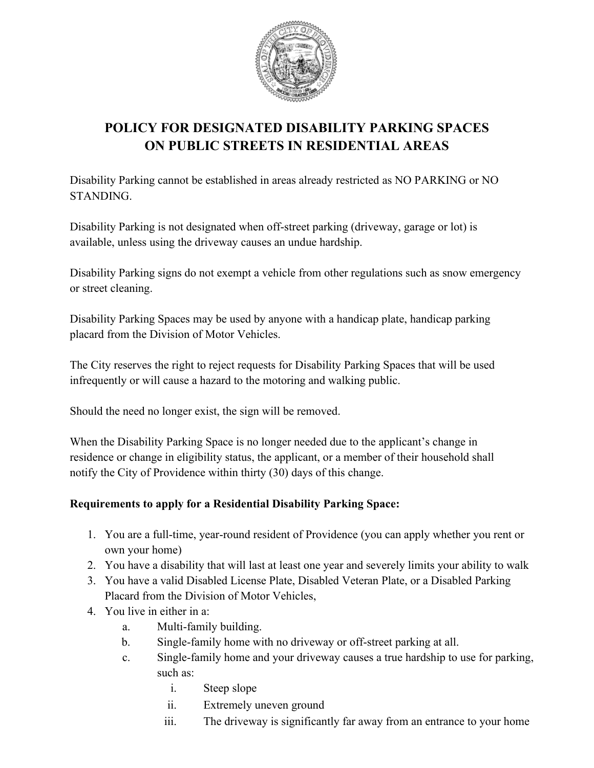# POLICY FOR DESIGNATED DISABILITY PARKING SPACES ON PUBLIC STREETS IN RESIDENTIAL AREAS

Disability Parking cannot be established in areas already restricted as NO PARKING or NO STANDING.

Disability Parking is not designated when off-street parking (driveway, garage or lot) is available, unless using the driveway causes an undue hardship.

Disability Parking signs do not exempt a vehicle from other regulations such as snow emergency or street cleaning.

Disability Parking Spaces may be used by anyone with a handicap plate, handicap parking placard from the Division of Motor Vehicles.

The City reserves the right to reject requests for Disability Parking Spaces that will be used infrequently or will cause a hazard to the motoring and walking public.

Should the need no longer exist, the sign will be removed.

When the Disability Parking Space is no longer needed due to the applicant's change in residence or change in eligibility status, the applicant, or a member of their household shall notify the City of Providence within thirty (30) days of this change.

**Requirements to apply for a Residential Disability Parking Space:**

1. You are a full-time, year-round resident of Providence (you can apply whether you rent or own your home)
2. You have a disability that will last at least one year and severely limits your ability to walk
3. You have a valid Disabled License Plate, Disabled Veteran Plate, or a Disabled Parking Placard from the Division of Motor Vehicles,
4. You live in either in a:
   a. Multi-family building.
   b. Single-family home with no driveway or off-street parking at all.
   c. Single-family home and your driveway causes a true hardship to use for parking, such as:
      i. Steep slope
      ii. Extremely uneven ground
      iii. The driveway is significantly far away from an entrance to your home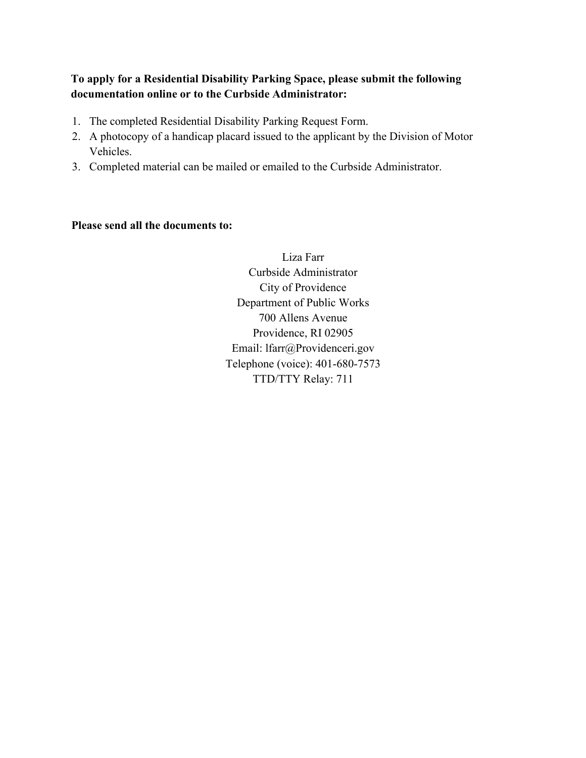**To apply for a Residential Disability Parking Space, please submit the following documentation online or to the Curbside Administrator:**

1. The completed Residential Disability Parking Request Form.
2. A photocopy of a handicap placard issued to the applicant by the Division of Motor Vehicles.
3. Completed material can be mailed or emailed to the Curbside Administrator.

**Please send all the documents to:**

Liza Farr
Curbside Administrator
City of Providence
Department of Public Works
700 Allens Avenue
Providence, RI 02905
Email: lfarr@Providenceri.gov
Telephone (voice): 401-680-7573
TTD/TTY Relay: 711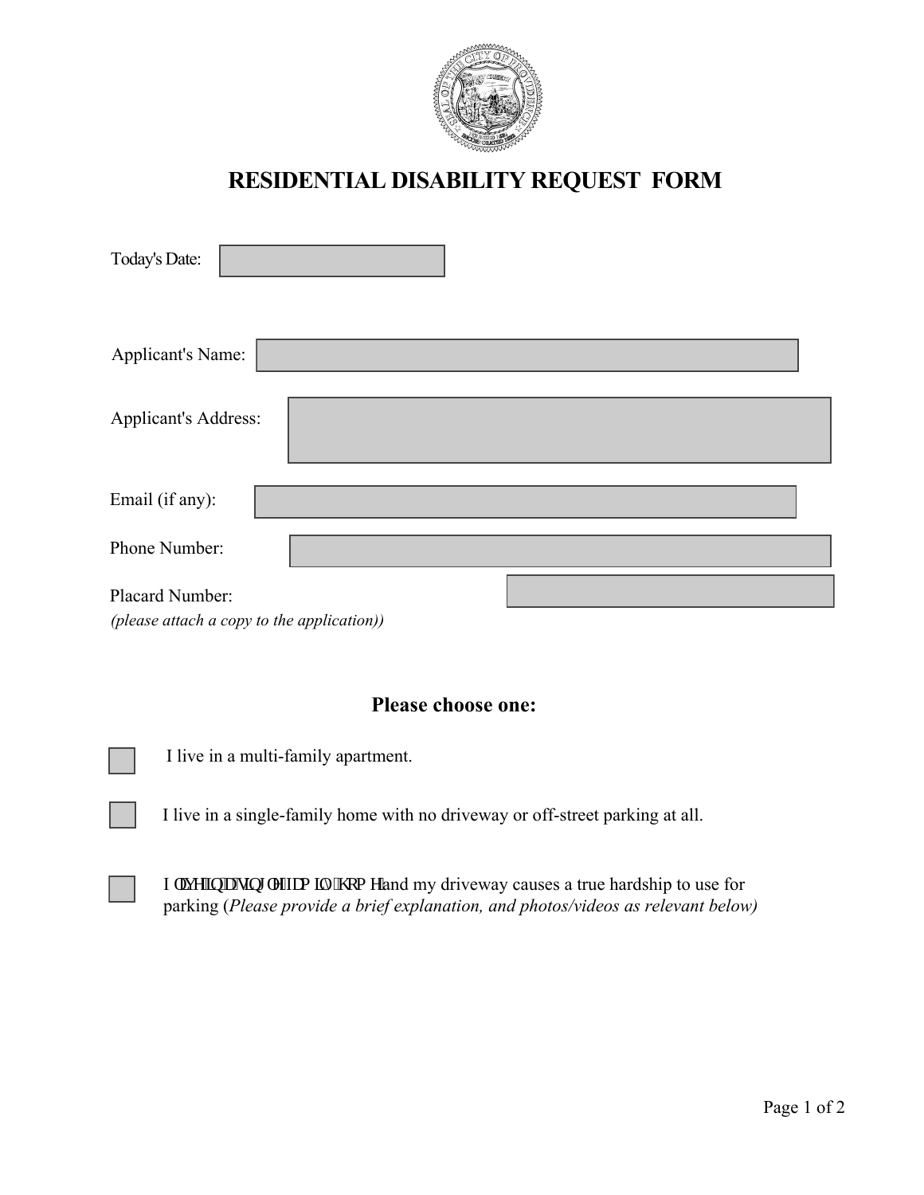# RESIDENTIAL DISABILITY REQUEST FORM

Today's Date:

Applicant's Name:

Applicant's Address:

Email (if any):

Phone Number:

Placard Number:
*(please attach a copy to the application))*

## Please choose one:

☐ I live in a multi-family apartment.

☐ I live in a single-family home with no driveway or off-street parking at all.

☐ I OYHLQDVLQJOHIDPLO\KRPH and my driveway causes a true hardship to use for parking (*Please provide a brief explanation, and photos/videos as relevant below)*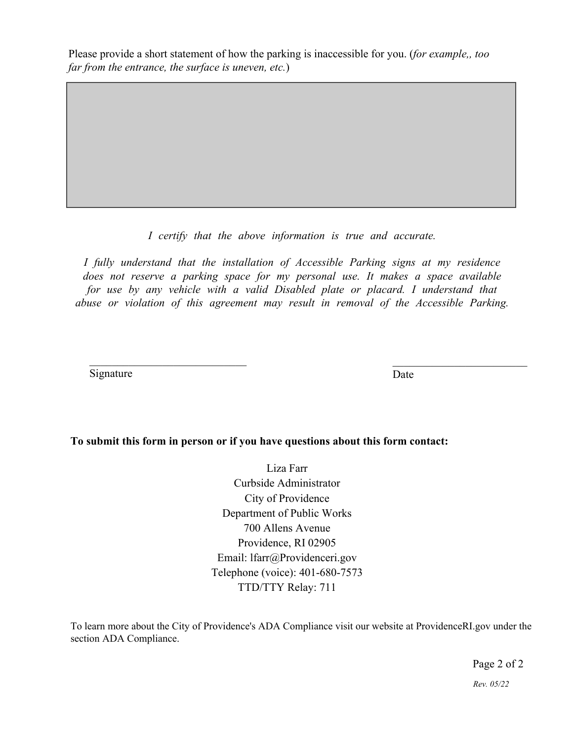Please provide a short statement of how the parking is inaccessible for you. (*for example,, too far from the entrance, the surface is uneven, etc.*)

*I certify that the above information is true and accurate.*

*I fully understand that the installation of Accessible Parking signs at my residence does not reserve a parking space for my personal use. It makes a space available for use by any vehicle with a valid Disabled plate or placard. I understand that abuse or violation of this agreement may result in removal of the Accessible Parking.*

\_\_\_\_\_\_\_\_\_\_\_\_\_\_\_\_\_\_\_\_\_\_\_\_\_\_\_\_\_\_
Signature

\_\_\_\_\_\_\_\_\_\_\_\_\_\_\_\_\_\_\_\_\_\_\_\_\_\_\_\_
Date

**To submit this form in person or if you have questions about this form contact:**

Liza Farr
Curbside Administrator
City of Providence
Department of Public Works
700 Allens Avenue
Providence, RI 02905
Email: lfarr@Providenceri.gov
Telephone (voice): 401-680-7573
TTD/TTY Relay: 711

To learn more about the City of Providence's ADA Compliance visit our website at ProvidenceRI.gov under the section ADA Compliance.

*Rev. 05/22*